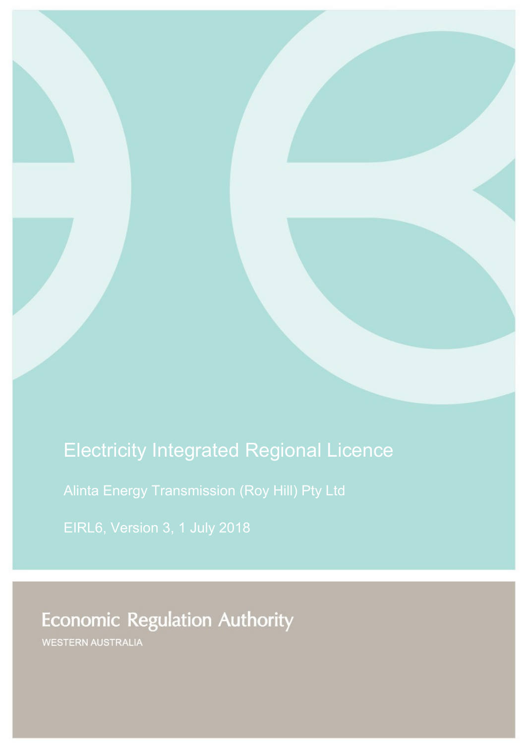# Electricity Integrated Regional Licence

Alinta Energy Transmission (Roy Hill) Pty Ltd

EIRL6, Version 3, 1 July 2018

Economic Regulation Authority

WESTERN AUSTRALIA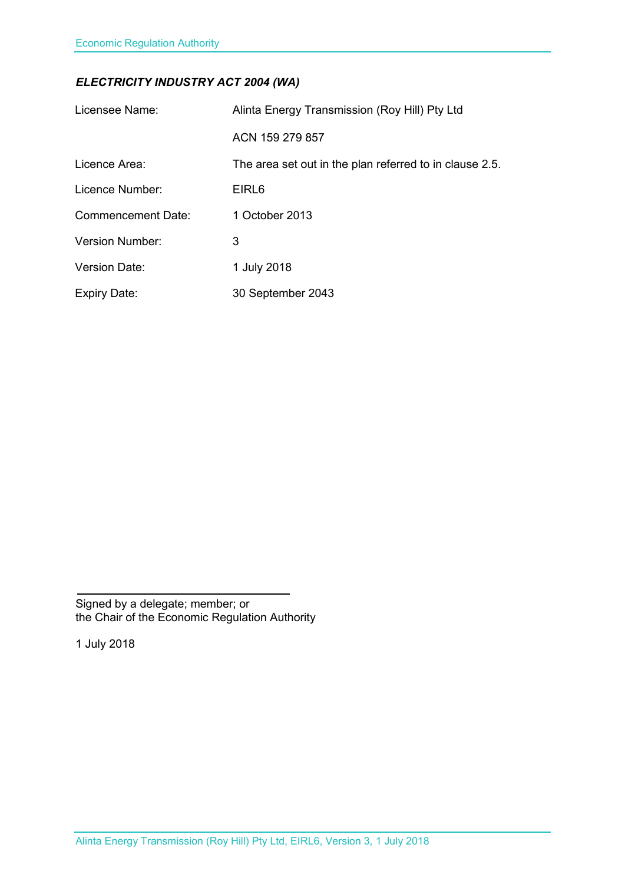***ELECTRICITY INDUSTRY ACT 2004 (WA)***

| | |
|---|---|
| Licensee Name: | Alinta Energy Transmission (Roy Hill) Pty Ltd |
| | ACN 159 279 857 |
| Licence Area: | The area set out in the plan referred to in clause 2.5. |
| Licence Number: | EIRL6 |
| Commencement Date: | 1 October 2013 |
| Version Number: | 3 |
| Version Date: | 1 July 2018 |
| Expiry Date: | 30 September 2043 |

Signed by a delegate; member; or
the Chair of the Economic Regulation Authority

1 July 2018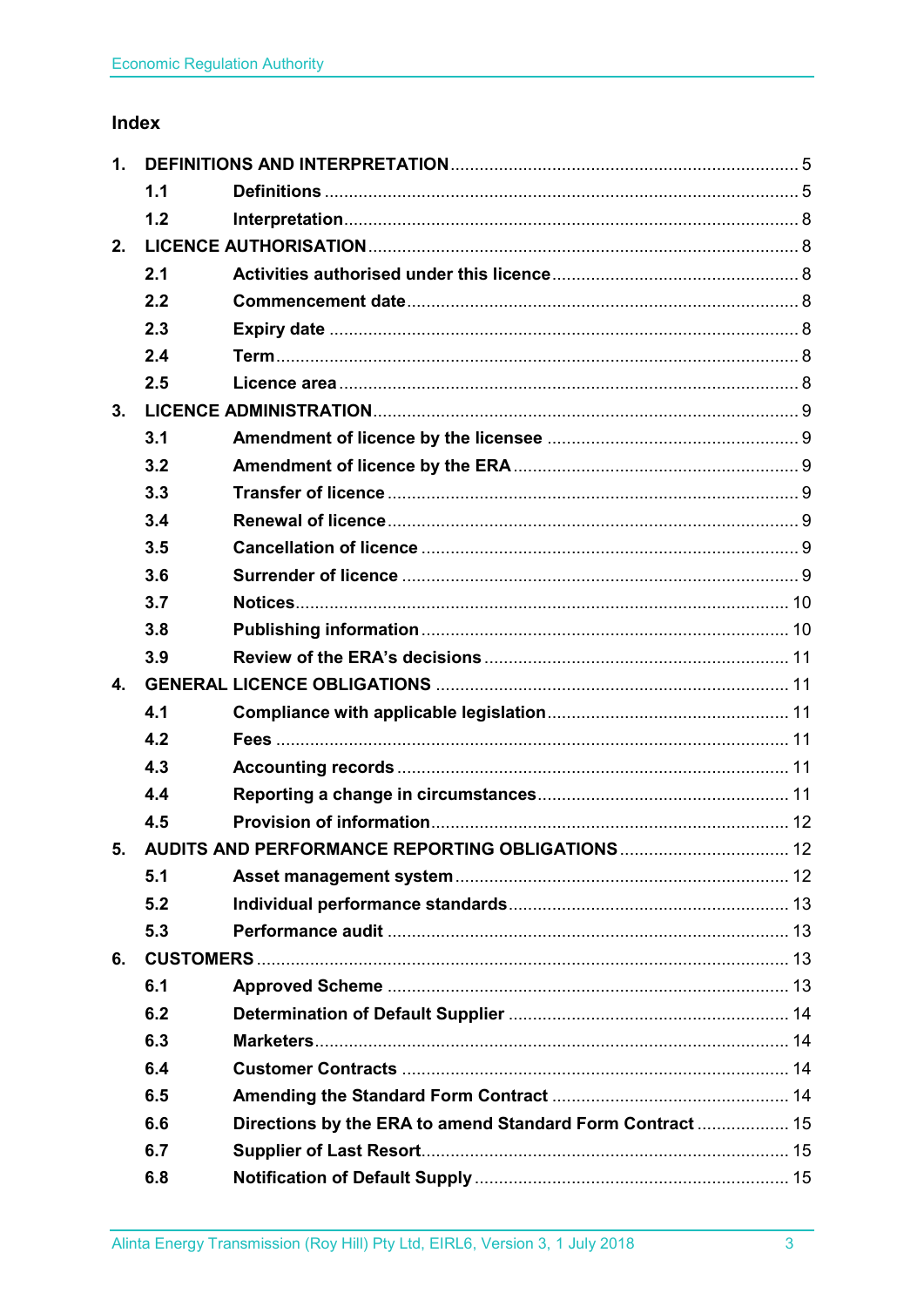## Index

| | | |
|---|---|---|
| **1.** | **DEFINITIONS AND INTERPRETATION** | 5 |
| **1.1** | **Definitions** | 5 |
| **1.2** | **Interpretation** | 8 |
| **2.** | **LICENCE AUTHORISATION** | 8 |
| **2.1** | **Activities authorised under this licence** | 8 |
| **2.2** | **Commencement date** | 8 |
| **2.3** | **Expiry date** | 8 |
| **2.4** | **Term** | 8 |
| **2.5** | **Licence area** | 8 |
| **3.** | **LICENCE ADMINISTRATION** | 9 |
| **3.1** | **Amendment of licence by the licensee** | 9 |
| **3.2** | **Amendment of licence by the ERA** | 9 |
| **3.3** | **Transfer of licence** | 9 |
| **3.4** | **Renewal of licence** | 9 |
| **3.5** | **Cancellation of licence** | 9 |
| **3.6** | **Surrender of licence** | 9 |
| **3.7** | **Notices** | 10 |
| **3.8** | **Publishing information** | 10 |
| **3.9** | **Review of the ERA's decisions** | 11 |
| **4.** | **GENERAL LICENCE OBLIGATIONS** | 11 |
| **4.1** | **Compliance with applicable legislation** | 11 |
| **4.2** | **Fees** | 11 |
| **4.3** | **Accounting records** | 11 |
| **4.4** | **Reporting a change in circumstances** | 11 |
| **4.5** | **Provision of information** | 12 |
| **5.** | **AUDITS AND PERFORMANCE REPORTING OBLIGATIONS** | 12 |
| **5.1** | **Asset management system** | 12 |
| **5.2** | **Individual performance standards** | 13 |
| **5.3** | **Performance audit** | 13 |
| **6.** | **CUSTOMERS** | 13 |
| **6.1** | **Approved Scheme** | 13 |
| **6.2** | **Determination of Default Supplier** | 14 |
| **6.3** | **Marketers** | 14 |
| **6.4** | **Customer Contracts** | 14 |
| **6.5** | **Amending the Standard Form Contract** | 14 |
| **6.6** | **Directions by the ERA to amend Standard Form Contract** | 15 |
| **6.7** | **Supplier of Last Resort** | 15 |
| **6.8** | **Notification of Default Supply** | 15 |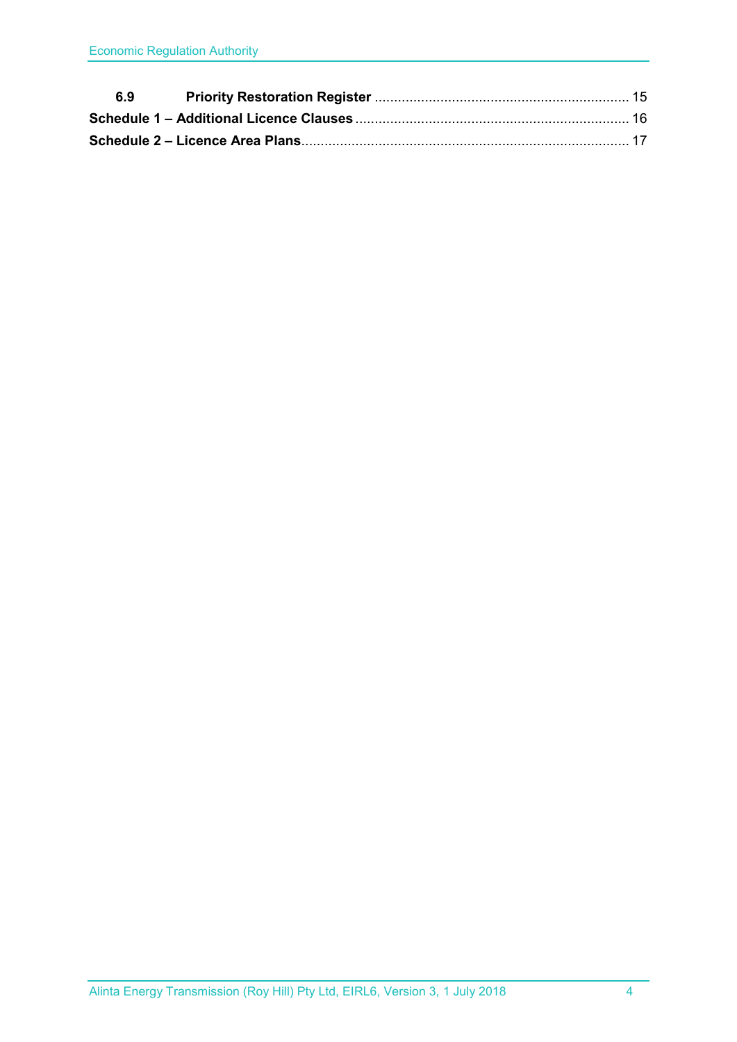**6.9 Priority Restoration Register** ........................................................................ 15

**Schedule 1 – Additional Licence Clauses** ............................................................ 16

**Schedule 2 – Licence Area Plans** ......................................................................... 17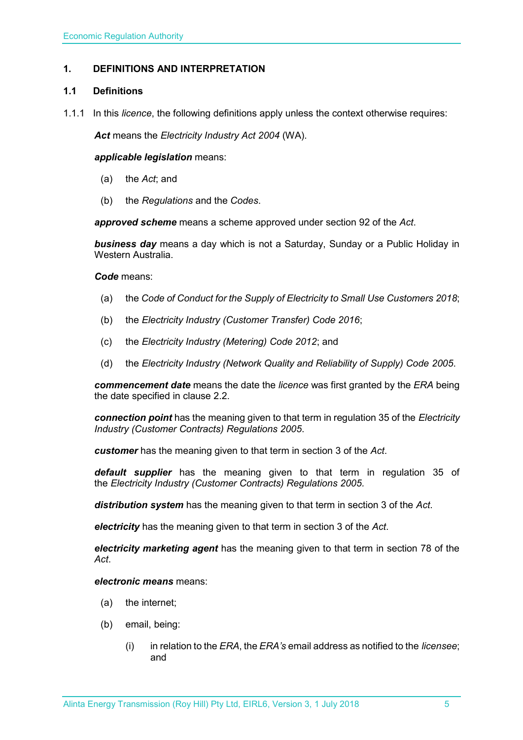## 1. DEFINITIONS AND INTERPRETATION

### 1.1 Definitions

1.1.1 In this *licence*, the following definitions apply unless the context otherwise requires:

***Act*** means the *Electricity Industry Act 2004* (WA).

***applicable legislation*** means:

(a) the *Act*; and

(b) the *Regulations* and the *Codes*.

***approved scheme*** means a scheme approved under section 92 of the *Act*.

***business day*** means a day which is not a Saturday, Sunday or a Public Holiday in Western Australia.

***Code*** means:

(a) the *Code of Conduct for the Supply of Electricity to Small Use Customers 2018*;

(b) the *Electricity Industry (Customer Transfer) Code 2016*;

(c) the *Electricity Industry (Metering) Code 2012*; and

(d) the *Electricity Industry (Network Quality and Reliability of Supply) Code 2005*.

***commencement date*** means the date the *licence* was first granted by the *ERA* being the date specified in clause 2.2.

***connection point*** has the meaning given to that term in regulation 35 of the *Electricity Industry (Customer Contracts) Regulations 2005*.

***customer*** has the meaning given to that term in section 3 of the *Act*.

***default supplier*** has the meaning given to that term in regulation 35 of the *Electricity Industry (Customer Contracts) Regulations 2005.*

***distribution system*** has the meaning given to that term in section 3 of the *Act*.

***electricity*** has the meaning given to that term in section 3 of the *Act*.

***electricity marketing agent*** has the meaning given to that term in section 78 of the *Act*.

***electronic means*** means:

(a) the internet;

(b) email, being:

(i) in relation to the *ERA*, the *ERA's* email address as notified to the *licensee*; and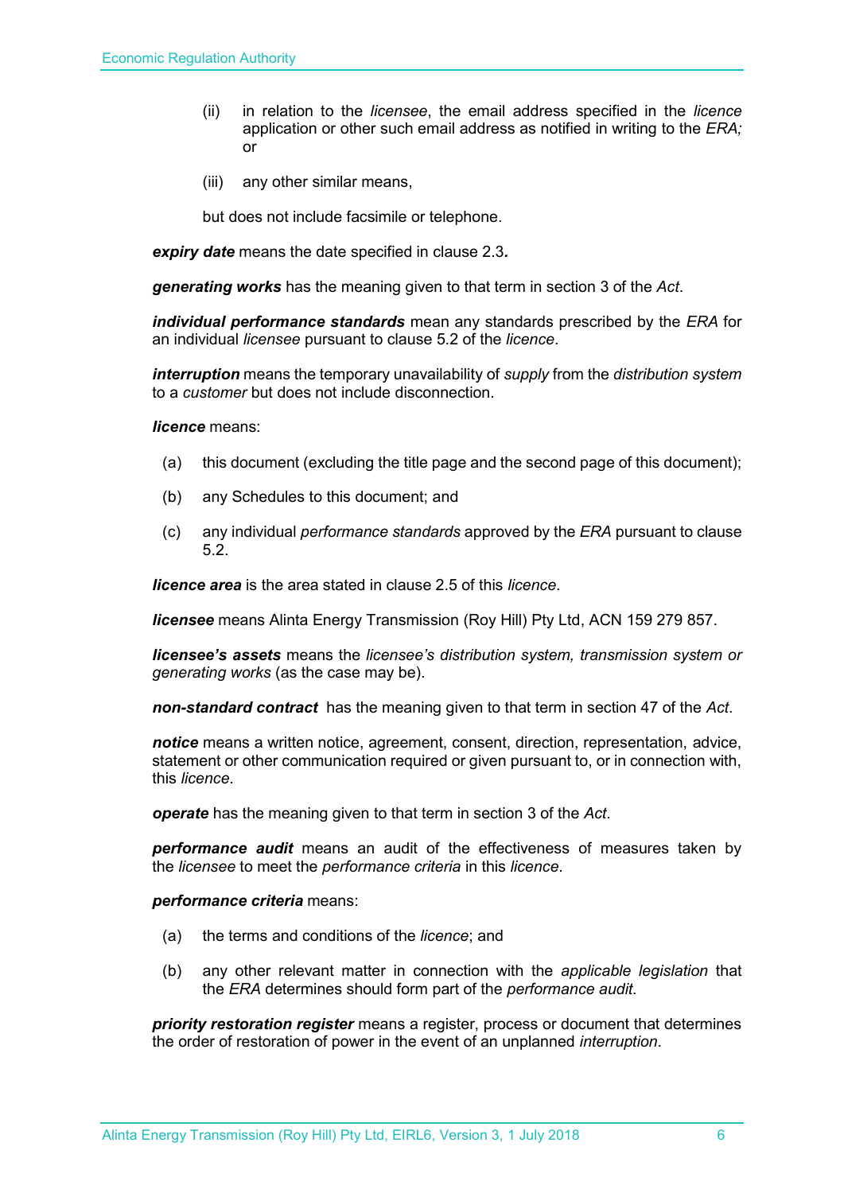(ii) in relation to the *licensee*, the email address specified in the *licence* application or other such email address as notified in writing to the *ERA;* or

(iii) any other similar means,

but does not include facsimile or telephone.

***expiry date*** means the date specified in clause 2.3**.**

***generating works*** has the meaning given to that term in section 3 of the *Act*.

***individual performance standards*** mean any standards prescribed by the *ERA* for an individual *licensee* pursuant to clause 5.2 of the *licence*.

***interruption*** means the temporary unavailability of *supply* from the *distribution system* to a *customer* but does not include disconnection.

***licence*** means:

(a) this document (excluding the title page and the second page of this document);

(b) any Schedules to this document; and

(c) any individual *performance standards* approved by the *ERA* pursuant to clause 5.2.

***licence area*** is the area stated in clause 2.5 of this *licence*.

***licensee*** means Alinta Energy Transmission (Roy Hill) Pty Ltd, ACN 159 279 857.

***licensee's assets*** means the *licensee's distribution system, transmission system or generating works* (as the case may be).

***non-standard contract*** has the meaning given to that term in section 47 of the *Act*.

***notice*** means a written notice, agreement, consent, direction, representation, advice, statement or other communication required or given pursuant to, or in connection with, this *licence*.

***operate*** has the meaning given to that term in section 3 of the *Act*.

***performance audit*** means an audit of the effectiveness of measures taken by the *licensee* to meet the *performance criteria* in this *licence*.

***performance criteria*** means:

(a) the terms and conditions of the *licence*; and

(b) any other relevant matter in connection with the *applicable legislation* that the *ERA* determines should form part of the *performance audit*.

***priority restoration register*** means a register, process or document that determines the order of restoration of power in the event of an unplanned *interruption*.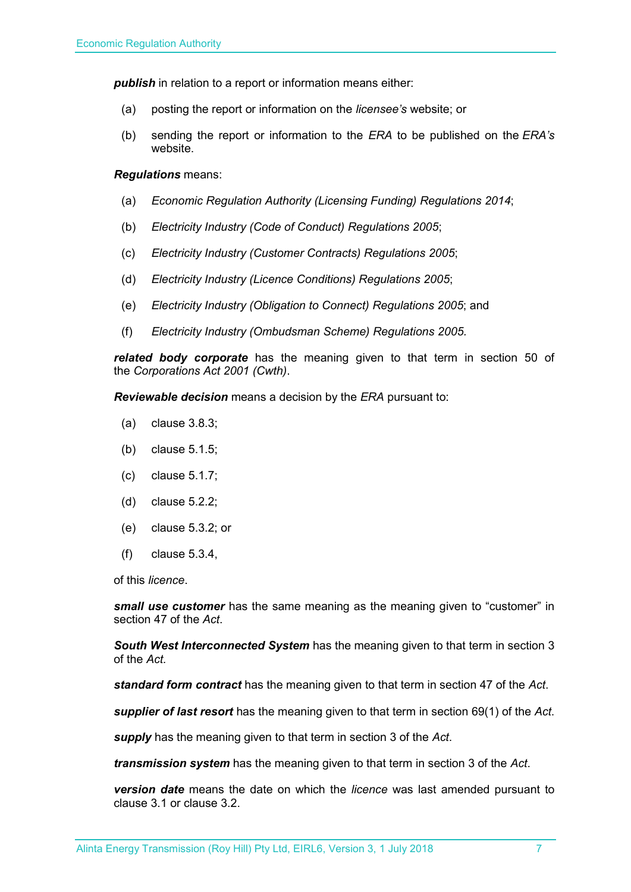***publish*** in relation to a report or information means either:

(a) posting the report or information on the *licensee's* website; or

(b) sending the report or information to the *ERA* to be published on the *ERA's* website.

***Regulations*** means:

(a) *Economic Regulation Authority (Licensing Funding) Regulations 2014*;

(b) *Electricity Industry (Code of Conduct) Regulations 2005*;

(c) *Electricity Industry (Customer Contracts) Regulations 2005*;

(d) *Electricity Industry (Licence Conditions) Regulations 2005*;

(e) *Electricity Industry (Obligation to Connect) Regulations 2005*; and

(f) *Electricity Industry (Ombudsman Scheme) Regulations 2005.*

***related body corporate*** has the meaning given to that term in section 50 of the *Corporations Act 2001 (Cwth)*.

***Reviewable decision*** means a decision by the *ERA* pursuant to:

(a) clause 3.8.3;

(b) clause 5.1.5;

(c) clause 5.1.7;

(d) clause 5.2.2;

(e) clause 5.3.2; or

(f) clause 5.3.4,

of this *licence*.

***small use customer*** has the same meaning as the meaning given to "customer" in section 47 of the *Act*.

***South West Interconnected System*** has the meaning given to that term in section 3 of the *Act.*

***standard form contract*** has the meaning given to that term in section 47 of the *Act*.

***supplier of last resort*** has the meaning given to that term in section 69(1) of the *Act*.

***supply*** has the meaning given to that term in section 3 of the *Act*.

***transmission system*** has the meaning given to that term in section 3 of the *Act*.

***version date*** means the date on which the *licence* was last amended pursuant to clause 3.1 or clause 3.2.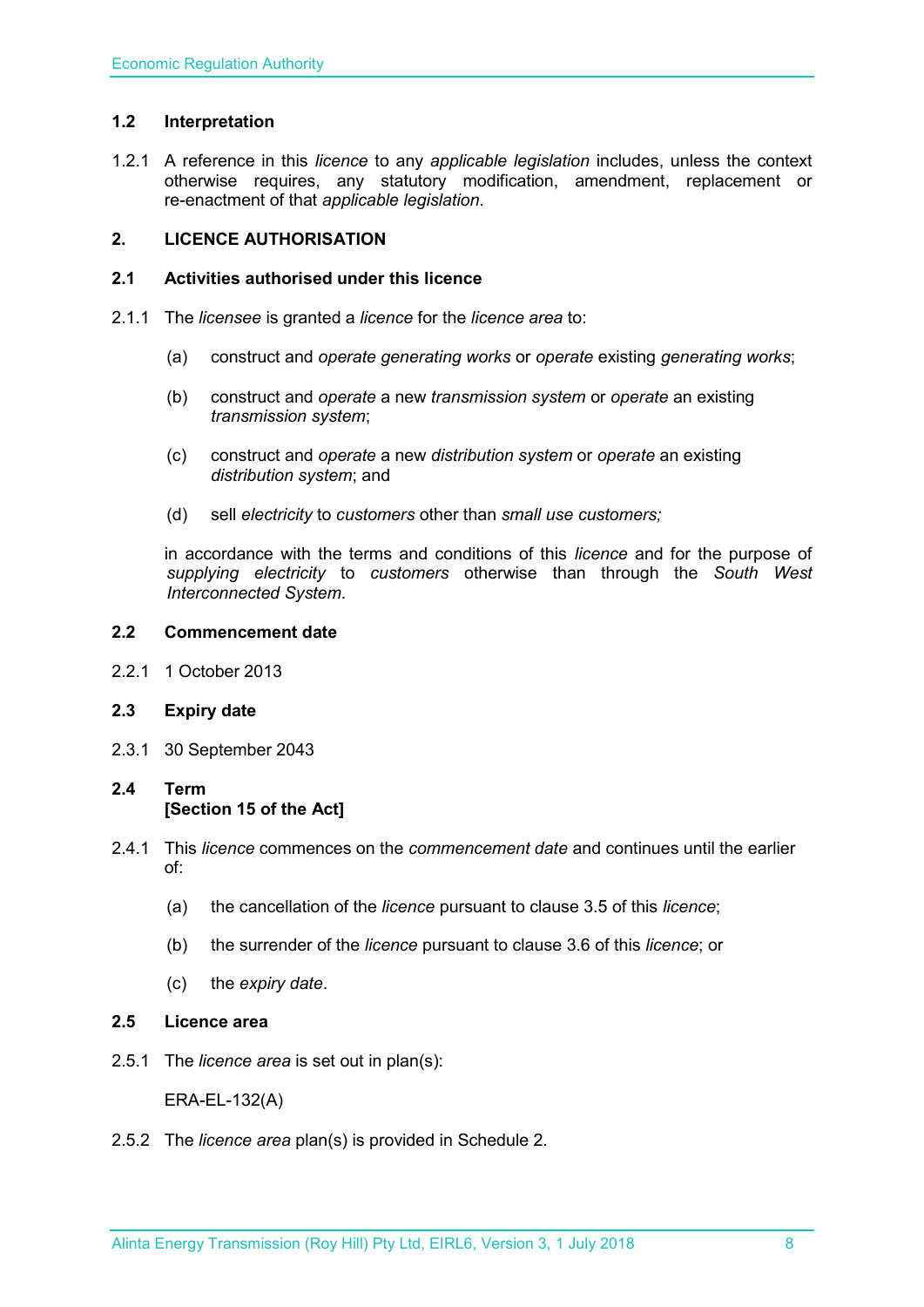### 1.2 Interpretation

1.2.1 A reference in this *licence* to any *applicable legislation* includes, unless the context otherwise requires, any statutory modification, amendment, replacement or re-enactment of that *applicable legislation*.

## 2. LICENCE AUTHORISATION

### 2.1 Activities authorised under this licence

2.1.1 The *licensee* is granted a *licence* for the *licence area* to:

(a) construct and *operate generating works* or *operate* existing *generating works*;

(b) construct and *operate* a new *transmission system* or *operate* an existing *transmission system*;

(c) construct and *operate* a new *distribution system* or *operate* an existing *distribution system*; and

(d) sell *electricity* to *customers* other than *small use customers;*

in accordance with the terms and conditions of this *licence* and for the purpose of *supplying electricity* to *customers* otherwise than through the *South West Interconnected System*.

### 2.2 Commencement date

2.2.1 1 October 2013

### 2.3 Expiry date

2.3.1 30 September 2043

### 2.4 Term
**[Section 15 of the Act]**

2.4.1 This *licence* commences on the *commencement date* and continues until the earlier of:

(a) the cancellation of the *licence* pursuant to clause 3.5 of this *licence*;

(b) the surrender of the *licence* pursuant to clause 3.6 of this *licence*; or

(c) the *expiry date*.

### 2.5 Licence area

2.5.1 The *licence area* is set out in plan(s):

ERA-EL-132(A)

2.5.2 The *licence area* plan(s) is provided in Schedule 2.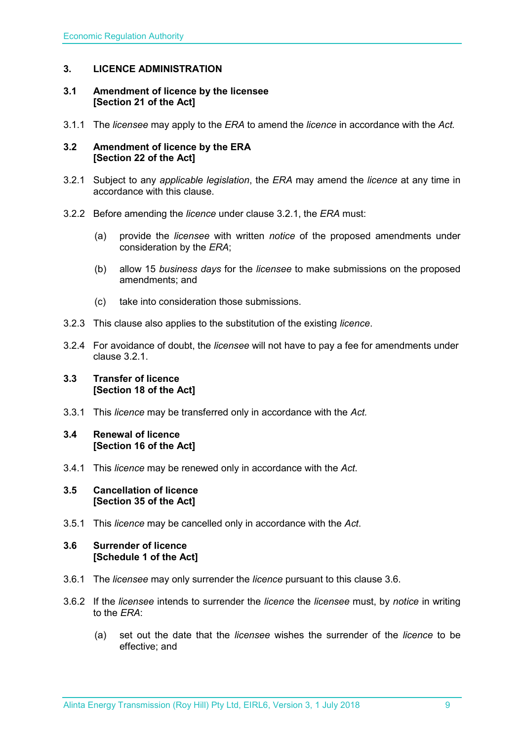## 3. LICENCE ADMINISTRATION

### 3.1 Amendment of licence by the licensee [Section 21 of the Act]

3.1.1 The *licensee* may apply to the *ERA* to amend the *licence* in accordance with the *Act.*

### 3.2 Amendment of licence by the ERA [Section 22 of the Act]

3.2.1 Subject to any *applicable legislation*, the *ERA* may amend the *licence* at any time in accordance with this clause.

3.2.2 Before amending the *licence* under clause 3.2.1, the *ERA* must:

(a) provide the *licensee* with written *notice* of the proposed amendments under consideration by the *ERA*;

(b) allow 15 *business days* for the *licensee* to make submissions on the proposed amendments; and

(c) take into consideration those submissions.

3.2.3 This clause also applies to the substitution of the existing *licence*.

3.2.4 For avoidance of doubt, the *licensee* will not have to pay a fee for amendments under clause 3.2.1.

### 3.3 Transfer of licence [Section 18 of the Act]

3.3.1 This *licence* may be transferred only in accordance with the *Act.*

### 3.4 Renewal of licence [Section 16 of the Act]

3.4.1 This *licence* may be renewed only in accordance with the *Act*.

### 3.5 Cancellation of licence [Section 35 of the Act]

3.5.1 This *licence* may be cancelled only in accordance with the *Act*.

### 3.6 Surrender of licence [Schedule 1 of the Act]

3.6.1 The *licensee* may only surrender the *licence* pursuant to this clause 3.6.

3.6.2 If the *licensee* intends to surrender the *licence* the *licensee* must, by *notice* in writing to the *ERA*:

(a) set out the date that the *licensee* wishes the surrender of the *licence* to be effective; and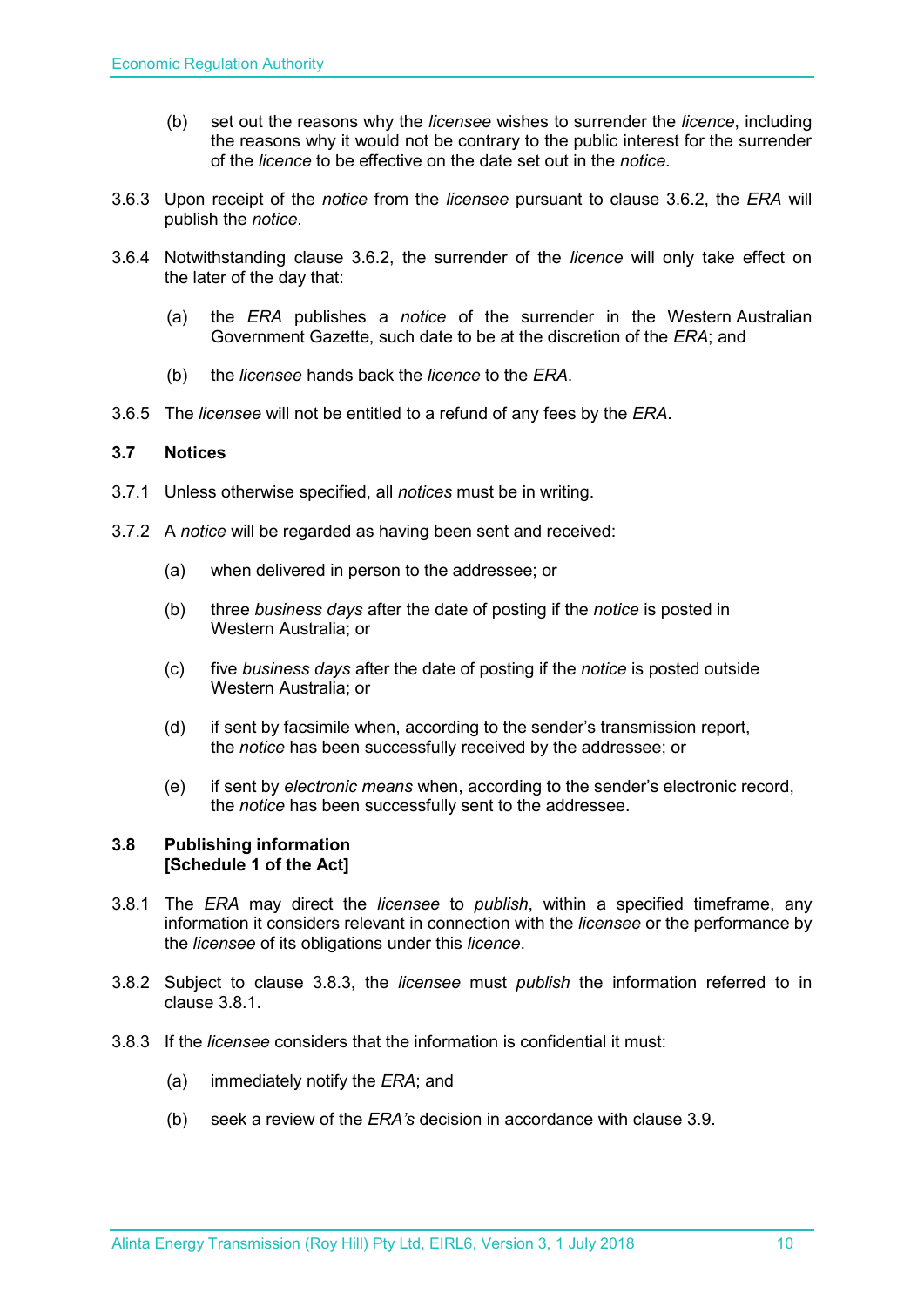(b) set out the reasons why the *licensee* wishes to surrender the *licence*, including the reasons why it would not be contrary to the public interest for the surrender of the *licence* to be effective on the date set out in the *notice*.

3.6.3 Upon receipt of the *notice* from the *licensee* pursuant to clause 3.6.2, the *ERA* will publish the *notice*.

3.6.4 Notwithstanding clause 3.6.2, the surrender of the *licence* will only take effect on the later of the day that:

(a) the *ERA* publishes a *notice* of the surrender in the Western Australian Government Gazette, such date to be at the discretion of the *ERA*; and

(b) the *licensee* hands back the *licence* to the *ERA*.

3.6.5 The *licensee* will not be entitled to a refund of any fees by the *ERA*.

### 3.7 Notices

3.7.1 Unless otherwise specified, all *notices* must be in writing.

3.7.2 A *notice* will be regarded as having been sent and received:

(a) when delivered in person to the addressee; or

(b) three *business days* after the date of posting if the *notice* is posted in Western Australia; or

(c) five *business days* after the date of posting if the *notice* is posted outside Western Australia; or

(d) if sent by facsimile when, according to the sender's transmission report, the *notice* has been successfully received by the addressee; or

(e) if sent by *electronic means* when, according to the sender's electronic record, the *notice* has been successfully sent to the addressee.

### 3.8 Publishing information [Schedule 1 of the Act]

3.8.1 The *ERA* may direct the *licensee* to *publish*, within a specified timeframe, any information it considers relevant in connection with the *licensee* or the performance by the *licensee* of its obligations under this *licence*.

3.8.2 Subject to clause 3.8.3, the *licensee* must *publish* the information referred to in clause 3.8.1.

3.8.3 If the *licensee* considers that the information is confidential it must:

(a) immediately notify the *ERA*; and

(b) seek a review of the *ERA's* decision in accordance with clause 3.9.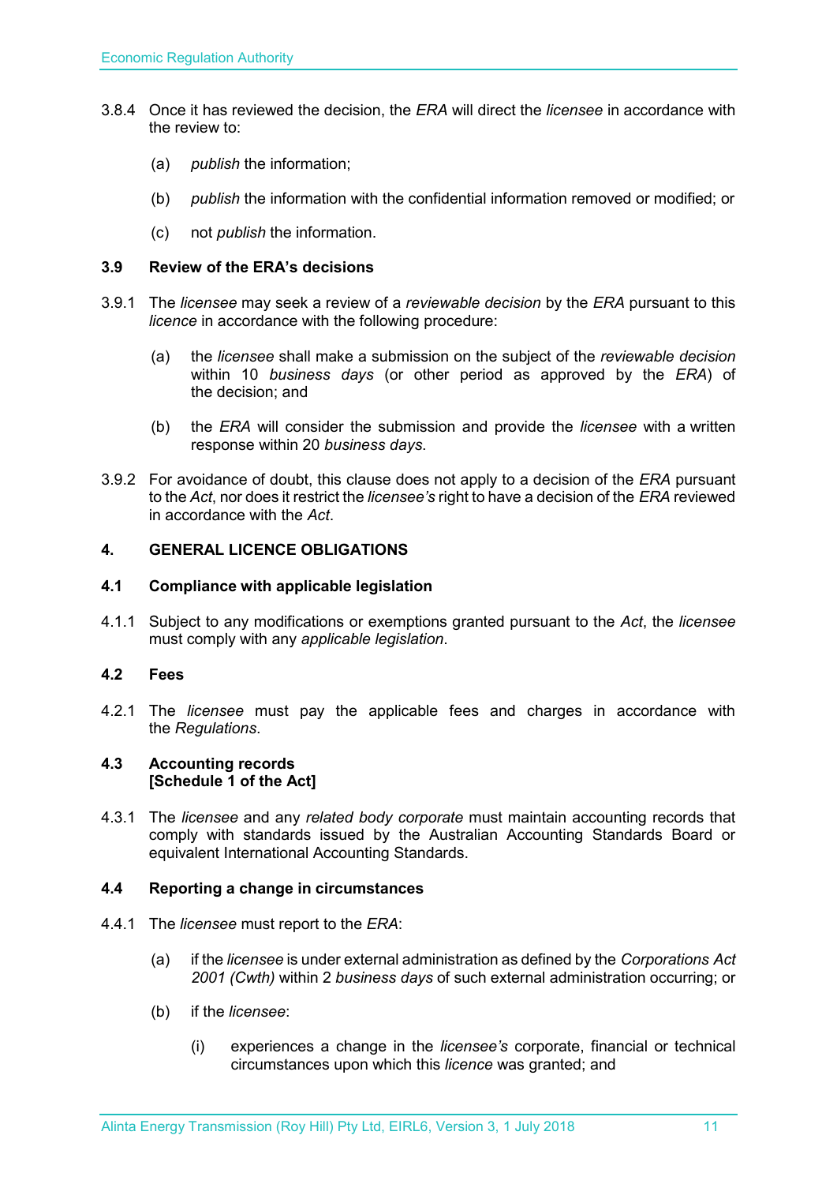3.8.4 Once it has reviewed the decision, the *ERA* will direct the *licensee* in accordance with the review to:

(a) *publish* the information;

(b) *publish* the information with the confidential information removed or modified; or

(c) not *publish* the information.

### 3.9 Review of the ERA's decisions

3.9.1 The *licensee* may seek a review of a *reviewable decision* by the *ERA* pursuant to this *licence* in accordance with the following procedure:

(a) the *licensee* shall make a submission on the subject of the *reviewable decision* within 10 *business days* (or other period as approved by the *ERA*) of the decision; and

(b) the *ERA* will consider the submission and provide the *licensee* with a written response within 20 *business days*.

3.9.2 For avoidance of doubt, this clause does not apply to a decision of the *ERA* pursuant to the *Act*, nor does it restrict the *licensee's* right to have a decision of the *ERA* reviewed in accordance with the *Act*.

## 4. GENERAL LICENCE OBLIGATIONS

### 4.1 Compliance with applicable legislation

4.1.1 Subject to any modifications or exemptions granted pursuant to the *Act*, the *licensee* must comply with any *applicable legislation*.

### 4.2 Fees

4.2.1 The *licensee* must pay the applicable fees and charges in accordance with the *Regulations*.

### 4.3 Accounting records [Schedule 1 of the Act]

4.3.1 The *licensee* and any *related body corporate* must maintain accounting records that comply with standards issued by the Australian Accounting Standards Board or equivalent International Accounting Standards.

### 4.4 Reporting a change in circumstances

4.4.1 The *licensee* must report to the *ERA*:

(a) if the *licensee* is under external administration as defined by the *Corporations Act 2001 (Cwth)* within 2 *business days* of such external administration occurring; or

(b) if the *licensee*:

(i) experiences a change in the *licensee's* corporate, financial or technical circumstances upon which this *licence* was granted; and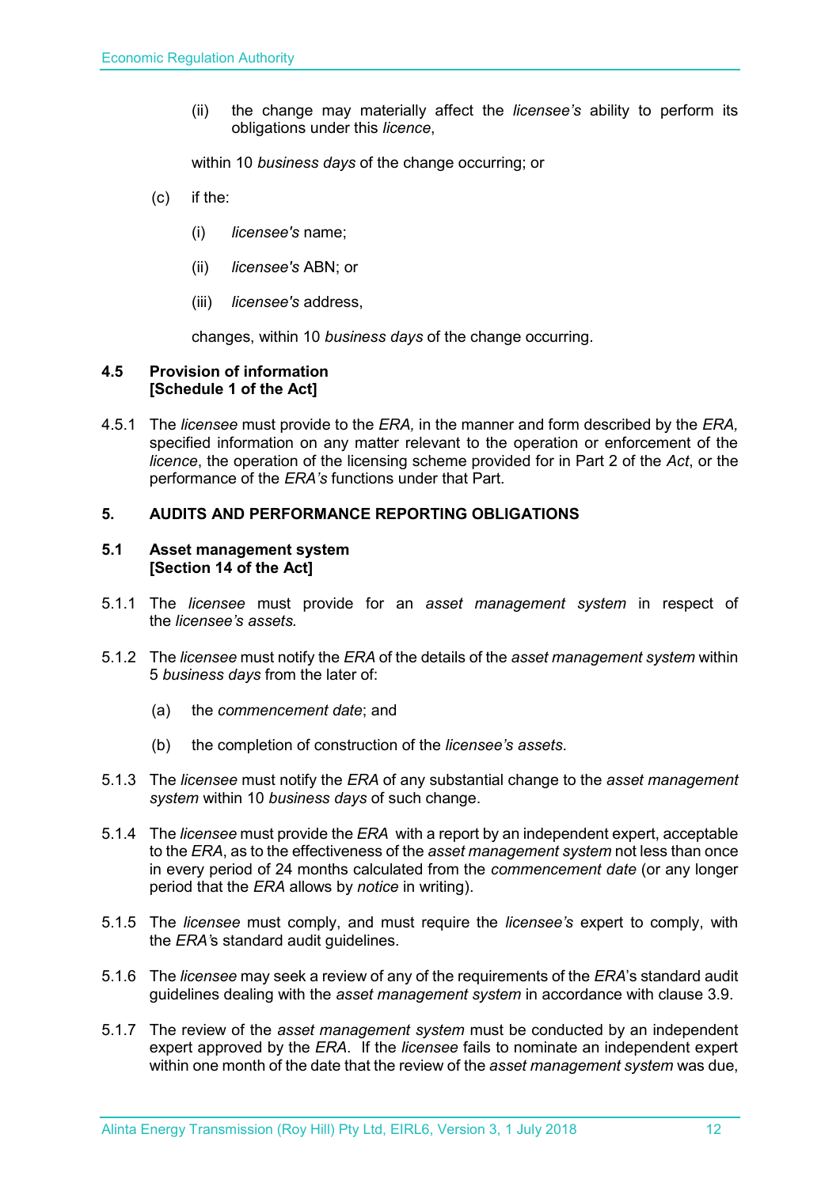(ii) the change may materially affect the *licensee's* ability to perform its obligations under this *licence*,

within 10 *business days* of the change occurring; or

(c) if the:

(i) *licensee's* name;

(ii) *licensee's* ABN; or

(iii) *licensee's* address,

changes, within 10 *business days* of the change occurring.

### 4.5 Provision of information [Schedule 1 of the Act]

4.5.1 The *licensee* must provide to the *ERA,* in the manner and form described by the *ERA,* specified information on any matter relevant to the operation or enforcement of the *licence*, the operation of the licensing scheme provided for in Part 2 of the *Act*, or the performance of the *ERA's* functions under that Part.

## 5. AUDITS AND PERFORMANCE REPORTING OBLIGATIONS

### 5.1 Asset management system [Section 14 of the Act]

5.1.1 The *licensee* must provide for an *asset management system* in respect of the *licensee's assets.*

5.1.2 The *licensee* must notify the *ERA* of the details of the *asset management system* within 5 *business days* from the later of:

(a) the *commencement date*; and

(b) the completion of construction of the *licensee's assets*.

5.1.3 The *licensee* must notify the *ERA* of any substantial change to the *asset management system* within 10 *business days* of such change.

5.1.4 The *licensee* must provide the *ERA* with a report by an independent expert, acceptable to the *ERA*, as to the effectiveness of the *asset management system* not less than once in every period of 24 months calculated from the *commencement date* (or any longer period that the *ERA* allows by *notice* in writing).

5.1.5 The *licensee* must comply, and must require the *licensee's* expert to comply, with the *ERA's* standard audit guidelines.

5.1.6 The *licensee* may seek a review of any of the requirements of the *ERA*'s standard audit guidelines dealing with the *asset management system* in accordance with clause 3.9.

5.1.7 The review of the *asset management system* must be conducted by an independent expert approved by the *ERA*. If the *licensee* fails to nominate an independent expert within one month of the date that the review of the *asset management system* was due,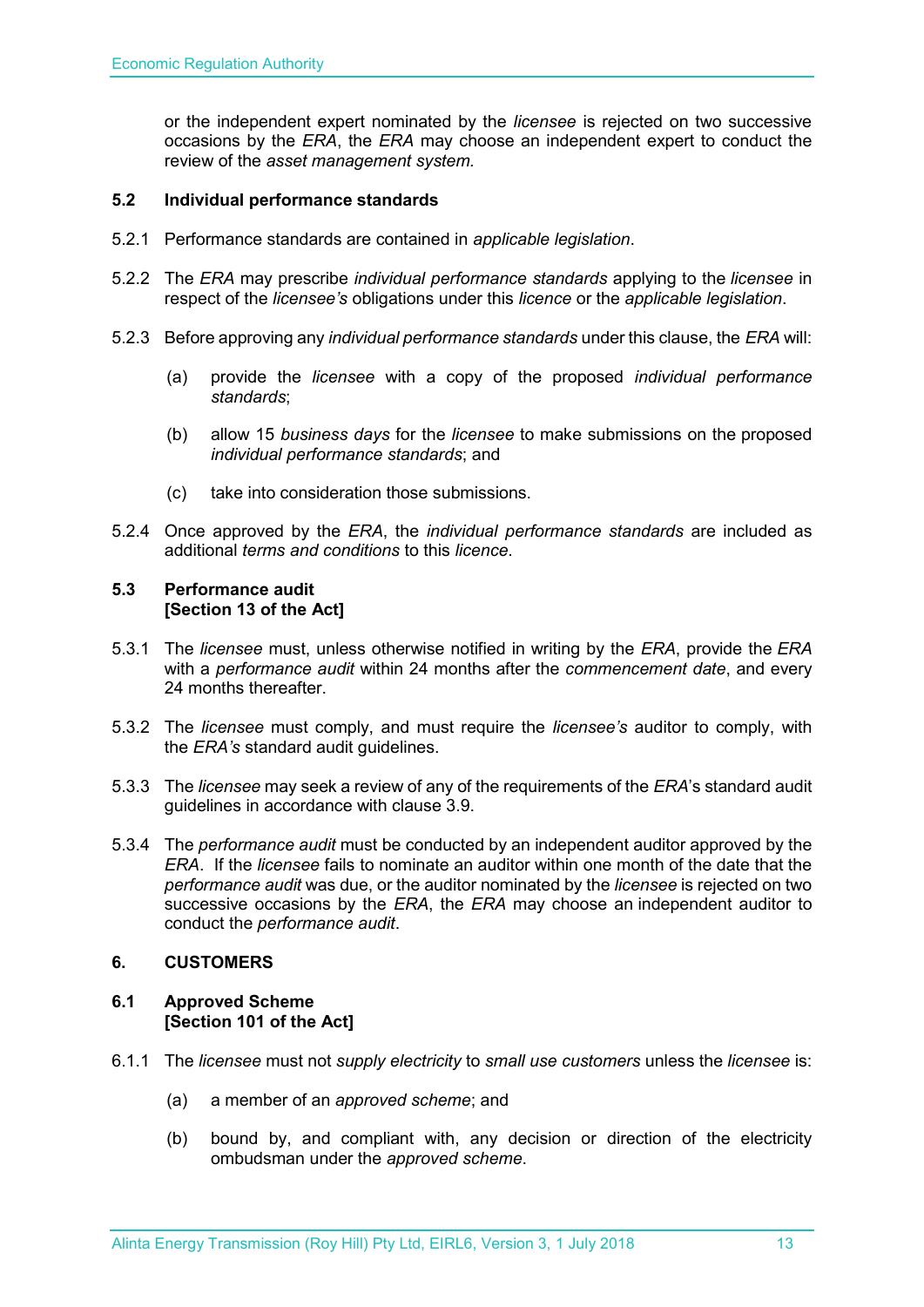or the independent expert nominated by the *licensee* is rejected on two successive occasions by the *ERA*, the *ERA* may choose an independent expert to conduct the review of the *asset management system.*

### 5.2 Individual performance standards

5.2.1 Performance standards are contained in *applicable legislation*.

5.2.2 The *ERA* may prescribe *individual performance standards* applying to the *licensee* in respect of the *licensee's* obligations under this *licence* or the *applicable legislation*.

5.2.3 Before approving any *individual performance standards* under this clause, the *ERA* will:

(a) provide the *licensee* with a copy of the proposed *individual performance standards*;

(b) allow 15 *business days* for the *licensee* to make submissions on the proposed *individual performance standards*; and

(c) take into consideration those submissions.

5.2.4 Once approved by the *ERA*, the *individual performance standards* are included as additional *terms and conditions* to this *licence*.

### 5.3 Performance audit [Section 13 of the Act]

5.3.1 The *licensee* must, unless otherwise notified in writing by the *ERA*, provide the *ERA* with a *performance audit* within 24 months after the *commencement date*, and every 24 months thereafter.

5.3.2 The *licensee* must comply, and must require the *licensee's* auditor to comply, with the *ERA's* standard audit guidelines.

5.3.3 The *licensee* may seek a review of any of the requirements of the *ERA*'s standard audit guidelines in accordance with clause 3.9.

5.3.4 The *performance audit* must be conducted by an independent auditor approved by the *ERA*. If the *licensee* fails to nominate an auditor within one month of the date that the *performance audit* was due, or the auditor nominated by the *licensee* is rejected on two successive occasions by the *ERA*, the *ERA* may choose an independent auditor to conduct the *performance audit*.

## 6. CUSTOMERS

### 6.1 Approved Scheme [Section 101 of the Act]

6.1.1 The *licensee* must not *supply electricity* to *small use customers* unless the *licensee* is:

(a) a member of an *approved scheme*; and

(b) bound by, and compliant with, any decision or direction of the electricity ombudsman under the *approved scheme*.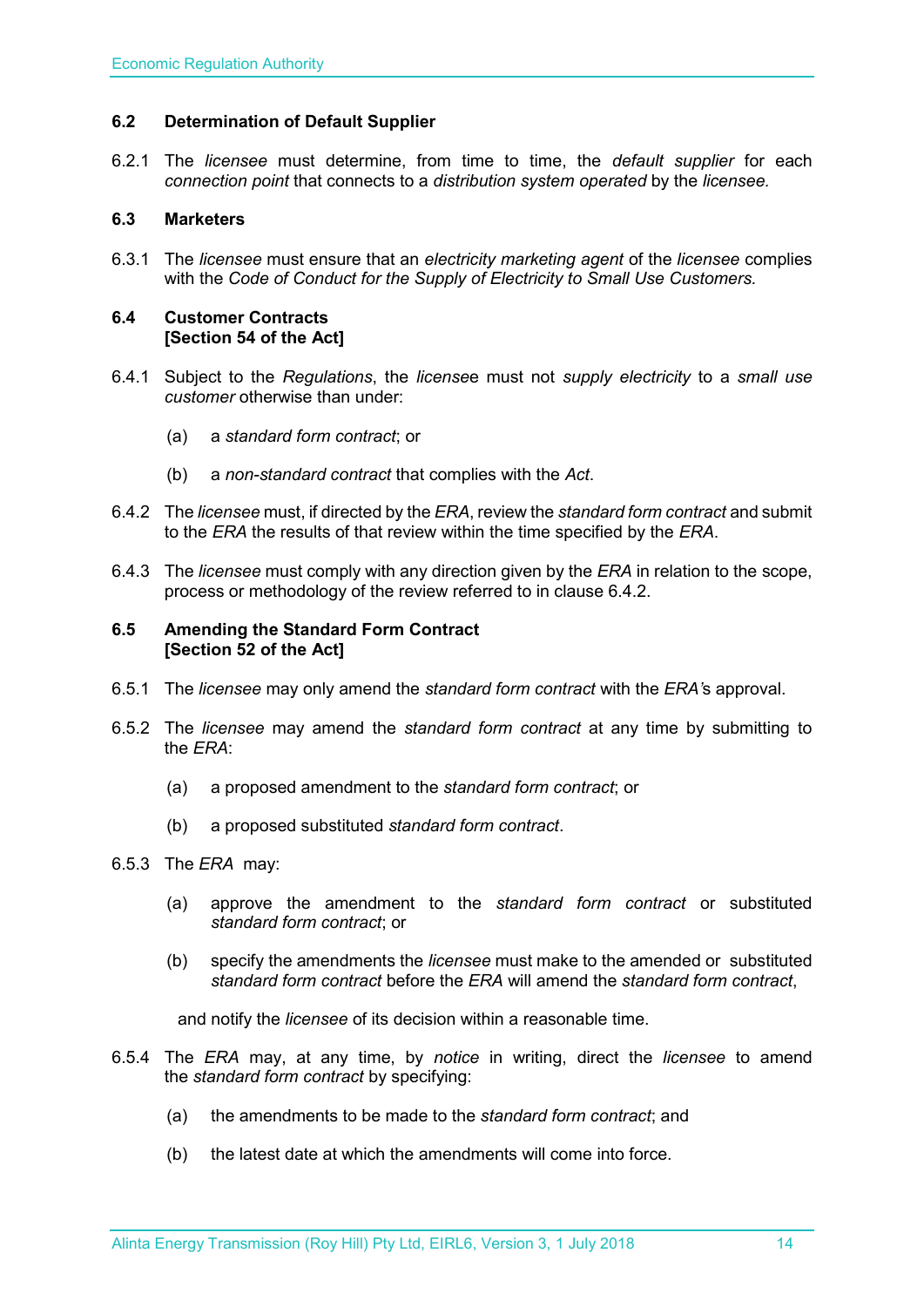### 6.2 Determination of Default Supplier

6.2.1 The *licensee* must determine, from time to time, the *default supplier* for each *connection point* that connects to a *distribution system operated* by the *licensee.*

### 6.3 Marketers

6.3.1 The *licensee* must ensure that an *electricity marketing agent* of the *licensee* complies with the *Code of Conduct for the Supply of Electricity to Small Use Customers.*

### 6.4 Customer Contracts
**[Section 54 of the Act]**

6.4.1 Subject to the *Regulations*, the *licensee* must not *supply electricity* to a *small use customer* otherwise than under:

(a) a *standard form contract*; or

(b) a *non-standard contract* that complies with the *Act*.

6.4.2 The *licensee* must, if directed by the *ERA*, review the *standard form contract* and submit to the *ERA* the results of that review within the time specified by the *ERA*.

6.4.3 The *licensee* must comply with any direction given by the *ERA* in relation to the scope, process or methodology of the review referred to in clause 6.4.2.

### 6.5 Amending the Standard Form Contract
**[Section 52 of the Act]**

6.5.1 The *licensee* may only amend the *standard form contract* with the *ERA'*s approval.

6.5.2 The *licensee* may amend the *standard form contract* at any time by submitting to the *ERA*:

(a) a proposed amendment to the *standard form contract*; or

(b) a proposed substituted *standard form contract*.

6.5.3 The *ERA* may:

(a) approve the amendment to the *standard form contract* or substituted *standard form contract*; or

(b) specify the amendments the *licensee* must make to the amended or substituted *standard form contract* before the *ERA* will amend the *standard form contract*,

and notify the *licensee* of its decision within a reasonable time.

6.5.4 The *ERA* may, at any time, by *notice* in writing, direct the *licensee* to amend the *standard form contract* by specifying:

(a) the amendments to be made to the *standard form contract*; and

(b) the latest date at which the amendments will come into force.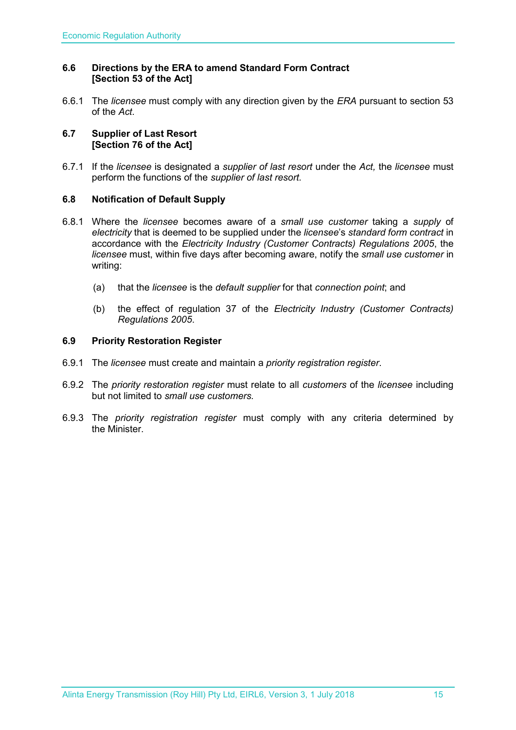### 6.6 Directions by the ERA to amend Standard Form Contract [Section 53 of the Act]

6.6.1 The *licensee* must comply with any direction given by the *ERA* pursuant to section 53 of the *Act*.

### 6.7 Supplier of Last Resort [Section 76 of the Act]

6.7.1 If the *licensee* is designated a *supplier of last resort* under the *Act,* the *licensee* must perform the functions of the *supplier of last resort.*

### 6.8 Notification of Default Supply

6.8.1 Where the *licensee* becomes aware of a *small use customer* taking a *supply* of *electricity* that is deemed to be supplied under the *licensee*'s *standard form contract* in accordance with the *Electricity Industry (Customer Contracts) Regulations 2005*, the *licensee* must, within five days after becoming aware, notify the *small use customer* in writing:

(a) that the *licensee* is the *default supplier* for that *connection point*; and

(b) the effect of regulation 37 of the *Electricity Industry (Customer Contracts) Regulations 2005*.

### 6.9 Priority Restoration Register

6.9.1 The *licensee* must create and maintain a *priority registration register*.

6.9.2 The *priority restoration register* must relate to all *customers* of the *licensee* including but not limited to *small use customers.*

6.9.3 The *priority registration register* must comply with any criteria determined by the Minister.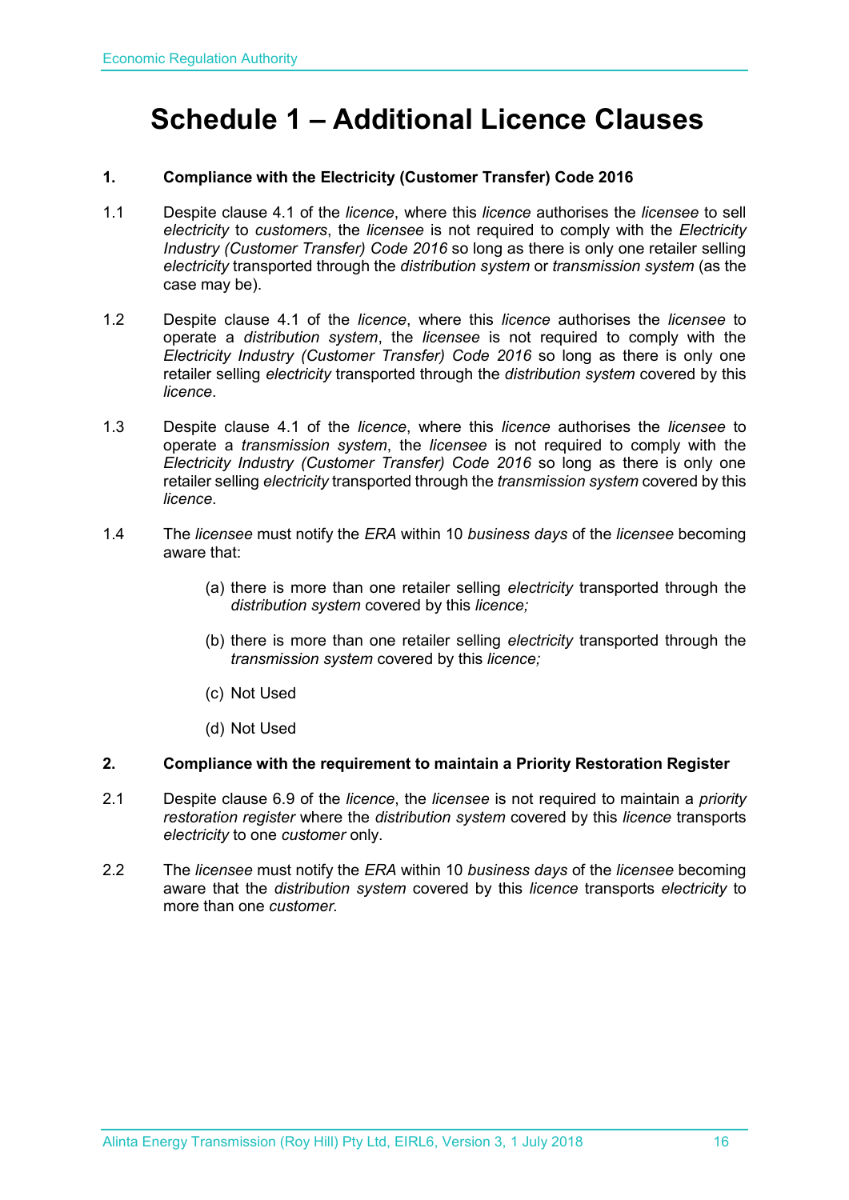# Schedule 1 – Additional Licence Clauses

**1. Compliance with the Electricity (Customer Transfer) Code 2016**

1.1 Despite clause 4.1 of the *licence*, where this *licence* authorises the *licensee* to sell *electricity* to *customers*, the *licensee* is not required to comply with the *Electricity Industry (Customer Transfer) Code 2016* so long as there is only one retailer selling *electricity* transported through the *distribution system* or *transmission system* (as the case may be).

1.2 Despite clause 4.1 of the *licence*, where this *licence* authorises the *licensee* to operate a *distribution system*, the *licensee* is not required to comply with the *Electricity Industry (Customer Transfer) Code 2016* so long as there is only one retailer selling *electricity* transported through the *distribution system* covered by this *licence*.

1.3 Despite clause 4.1 of the *licence*, where this *licence* authorises the *licensee* to operate a *transmission system*, the *licensee* is not required to comply with the *Electricity Industry (Customer Transfer) Code 2016* so long as there is only one retailer selling *electricity* transported through the *transmission system* covered by this *licence*.

1.4 The *licensee* must notify the *ERA* within 10 *business days* of the *licensee* becoming aware that:

(a) there is more than one retailer selling *electricity* transported through the *distribution system* covered by this *licence;*

(b) there is more than one retailer selling *electricity* transported through the *transmission system* covered by this *licence;*

(c) Not Used

(d) Not Used

**2. Compliance with the requirement to maintain a Priority Restoration Register**

2.1 Despite clause 6.9 of the *licence*, the *licensee* is not required to maintain a *priority restoration register* where the *distribution system* covered by this *licence* transports *electricity* to one *customer* only.

2.2 The *licensee* must notify the *ERA* within 10 *business days* of the *licensee* becoming aware that the *distribution system* covered by this *licence* transports *electricity* to more than one *customer.*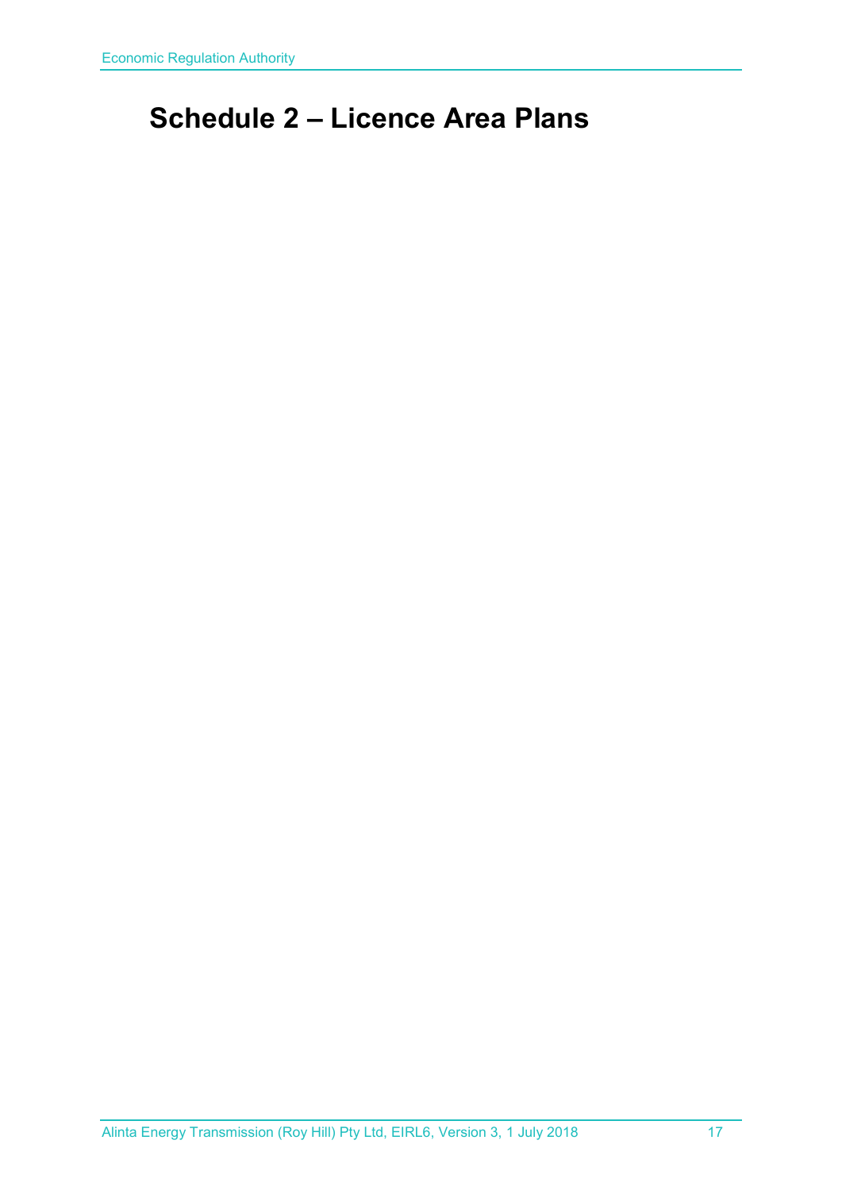# Schedule 2 – Licence Area Plans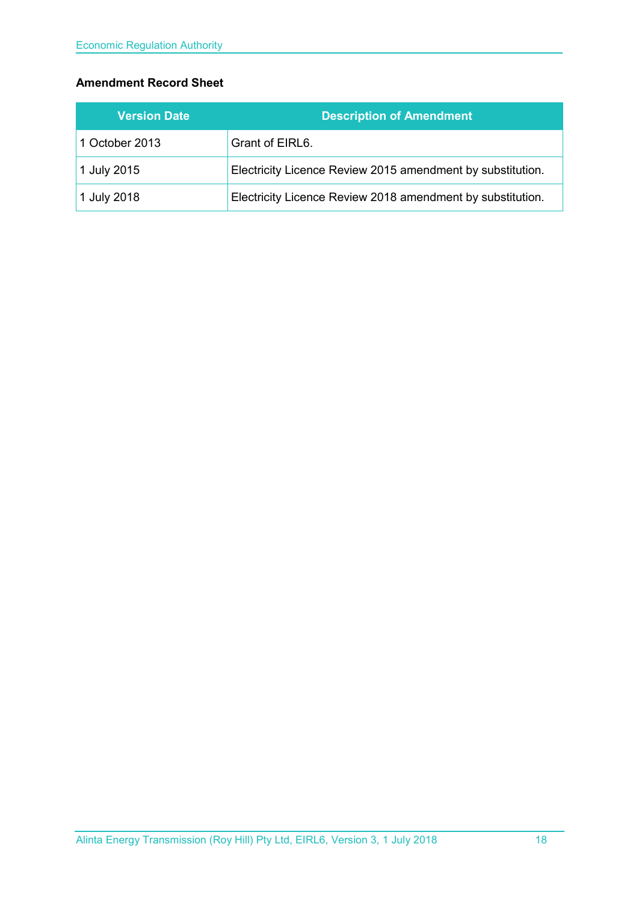**Amendment Record Sheet**

| Version Date | Description of Amendment |
|---|---|
| 1 October 2013 | Grant of EIRL6. |
| 1 July 2015 | Electricity Licence Review 2015 amendment by substitution. |
| 1 July 2018 | Electricity Licence Review 2018 amendment by substitution. |